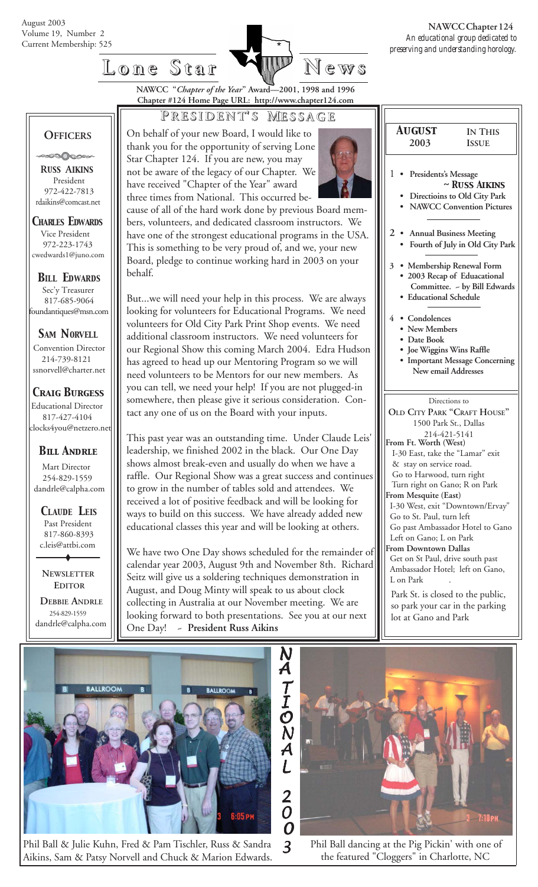August 2003
Volume 19, Number 2
Current Membership: 525

**NAWCC Chapter 124**
*An educational group dedicated to preserving and understanding horology.*

# Lone Star News

**NAWCC "*Chapter of the Year*" Award—2001, 1998 and 1996**
**Chapter #124 Home Page URL: http://www.chapter124.com**

## OFFICERS

**RUSS AIKINS**
President
972-422-7813
rdaikins@comcast.net

**CHARLES EDWARDS**
Vice President
972-223-1743
cwedwards1@juno.com

**BILL EDWARDS**
Sec'y Treasurer
817-685-9064
foundantiques@msn.com

**SAM NORVELL**
Convention Director
214-739-8121
ssnorvell@charter.net

**CRAIG BURGESS**
Educational Director
817-427-4104
clocks4you@netzero.net

**BILL ANDRLE**
Mart Director
254-829-1559
dandrle@calpha.com

**CLAUDE LEIS**
Past President
817-860-8393
c.leis@attbi.com

**NEWSLETTER EDITOR**
**DEBBIE ANDRLE**
254-829-1559
dandrle@calpha.com

## PRESIDENT'S MESSAGE

On behalf of your new Board, I would like to thank you for the opportunity of serving Lone Star Chapter 124. If you are new, you may not be aware of the legacy of our Chapter. We have received "Chapter of the Year" award three times from National. This occurred because of all of the hard work done by previous Board members, volunteers, and dedicated classroom instructors. We have one of the strongest educational programs in the USA. This is something to be very proud of, and we, your new Board, pledge to continue working hard in 2003 on your behalf.

But...we will need your help in this process. We are always looking for volunteers for Educational Programs. We need volunteers for Old City Park Print Shop events. We need additional classroom instructors. We need volunteers for our Regional Show this coming March 2004. Edra Hudson has agreed to head up our Mentoring Program so we will need volunteers to be Mentors for our new members. As you can tell, we need your help! If you are not plugged-in somewhere, then please give it serious consideration. Contact any one of us on the Board with your inputs.

This past year was an outstanding time. Under Claude Leis' leadership, we finished 2002 in the black. Our One Day shows almost break-even and usually do when we have a raffle. Our Regional Show was a great success and continues to grow in the number of tables sold and attendees. We received a lot of positive feedback and will be looking for ways to build on this success. We have already added new educational classes this year and will be looking at others.

We have two One Day shows scheduled for the remainder of calendar year 2003, August 9th and November 8th. Richard Seitz will give us a soldering techniques demonstration in August, and Doug Minty will speak to us about clock collecting in Australia at our November meeting. We are looking forward to both presentations. See you at our next One Day! ~ **President Russ Aikins**

## AUGUST 2003 — IN THIS ISSUE

1 • **Presidents's Message ~ RUSS AIKINS**
• **Directioins to Old City Park**
• **NAWCC Convention Pictures**

2 • **Annual Business Meeting**
• **Fourth of July in Old City Park**

3 • **Membership Renewal Form**
• **2003 Recap of Eduacational Committee. ~ by Bill Edwards**
• **Educational Schedule**

4 • **Condolences**
• **New Members**
• **Date Book**
• **Joe Wiggins Wins Raffle**
• **Important Message Concerning New email Addresses**

Directions to
**OLD CITY PARK "CRAFT HOUSE"**
1500 Park St., Dallas
214-421-5141

**From Ft. Worth (West)**
I-30 East, take the "Lamar" exit & stay on service road.
Go to Harwood, turn right
Turn right on Gano; R on Park

**From Mesquite (East)**
I-30 West, exit "Downtown/Ervay"
Go to St. Paul, turn left
Go past Ambassador Hotel to Gano
Left on Gano; L on Park

**From Downtown Dallas**
Get on St Paul, drive south past Ambassador Hotel; left on Gano, L on Park

Park St. is closed to the public, so park your car in the parking lot at Gano and Park

## NATIONAL 2003

Phil Ball & Julie Kuhn, Fred & Pam Tischler, Russ & Sandra Aikins, Sam & Patsy Norvell and Chuck & Marion Edwards.

Phil Ball dancing at the Pig Pickin' with one of the featured "Cloggers" in Charlotte, NC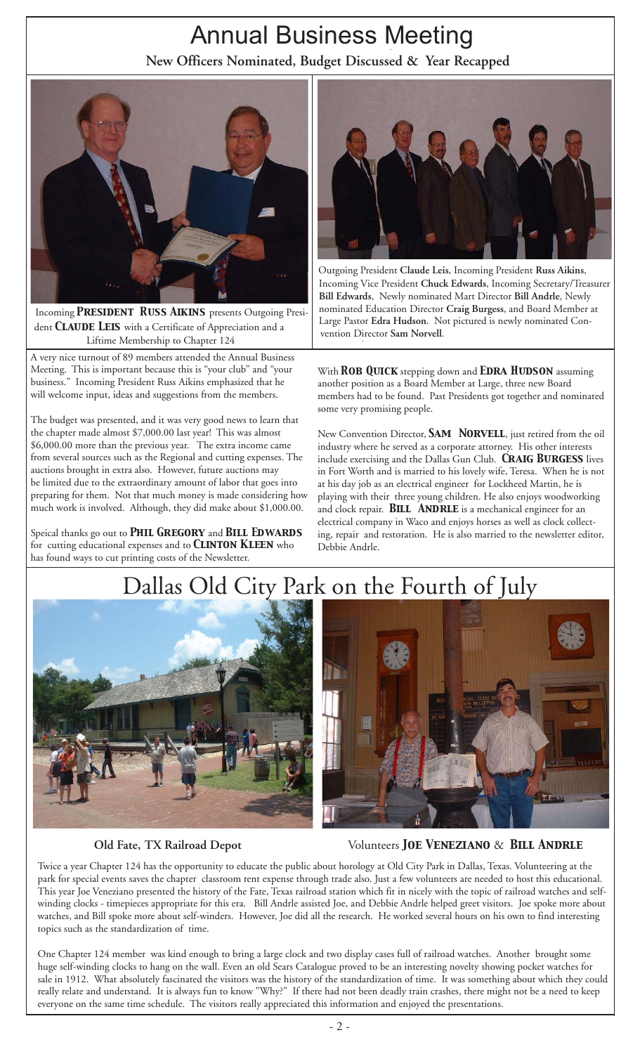# Annual Business Meeting

**New Officers Nominated, Budget Discussed & Year Recapped**

Incoming **PRESIDENT RUSS AIKINS** presents Outgoing President **CLAUDE LEIS** with a Certificate of Appreciation and a Liftime Membership to Chapter 124

Outgoing President **Claude Leis**, Incoming President **Russ Aikins**, Incoming Vice President **Chuck Edwards**, Incoming Secretary/Treasurer **Bill Edwards**, Newly nominated Mart Director **Bill Andrle**, Newly nominated Education Director **Craig Burgess**, and Board Member at Large Pastor **Edra Hudson**. Not pictured is newly nominated Convention Director **Sam Norvell**.

A very nice turnout of 89 members attended the Annual Business Meeting. This is important because this is "your club" and "your business." Incoming President Russ Aikins emphasized that he will welcome input, ideas and suggestions from the members.

The budget was presented, and it was very good news to learn that the chapter made almost $7,000.00 last year! This was almost $6,000.00 more than the previous year. The extra income came from several sources such as the Regional and cutting expenses. The auctions brought in extra also. However, future auctions may be limited due to the extraordinary amount of labor that goes into preparing for them. Not that much money is made considering how much work is involved. Although, they did make about $1,000.00.

Speical thanks go out to **PHIL GREGORY** and **BILL EDWARDS** for cutting educational expenses and to **CLINTON KLEEN** who has found ways to cut printing costs of the Newsletter.

With **ROB QUICK** stepping down and **EDRA HUDSON** assuming another position as a Board Member at Large, three new Board members had to be found. Past Presidents got together and nominated some very promising people.

New Convention Director, **SAM NORVELL**, just retired from the oil industry where he served as a corporate attorney. His other interests include exercising and the Dallas Gun Club. **CRAIG BURGESS** lives in Fort Worth and is married to his lovely wife, Teresa. When he is not at his day job as an electrical engineer for Lockheed Martin, he is playing with their three young children. He also enjoys woodworking and clock repair. **BILL ANDRLE** is a mechanical engineer for an electrical company in Waco and enjoys horses as well as clock collecting, repair and restoration. He is also married to the newsletter editor, Debbie Andrle.

# Dallas Old City Park on the Fourth of July

**Old Fate, TX Railroad Depot**

Volunteers **JOE VENEZIANO** & **BILL ANDRLE**

Twice a year Chapter 124 has the opportunity to educate the public about horology at Old City Park in Dallas, Texas. Volunteering at the park for special events saves the chapter classroom rent expense through trade also. Just a few volunteers are needed to host this educational. This year Joe Veneziano presented the history of the Fate, Texas railroad station which fit in nicely with the topic of railroad watches and self-winding clocks - timepieces appropriate for this era. Bill Andrle assisted Joe, and Debbie Andrle helped greet visitors. Joe spoke more about watches, and Bill spoke more about self-winders. However, Joe did all the research. He worked several hours on his own to find interesting topics such as the standardization of time.

One Chapter 124 member was kind enough to bring a large clock and two display cases full of railroad watches. Another brought some huge self-winding clocks to hang on the wall. Even an old Sears Catalogue proved to be an interesting novelty showing pocket watches for sale in 1912. What absolutely fascinated the visitors was the history of the standardization of time. It was something about which they could really relate and understand. It is always fun to know "Why?" If there had not been deadly train crashes, there might not be a need to keep everyone on the same time schedule. The visitors really appreciated this information and enjoyed the presentations.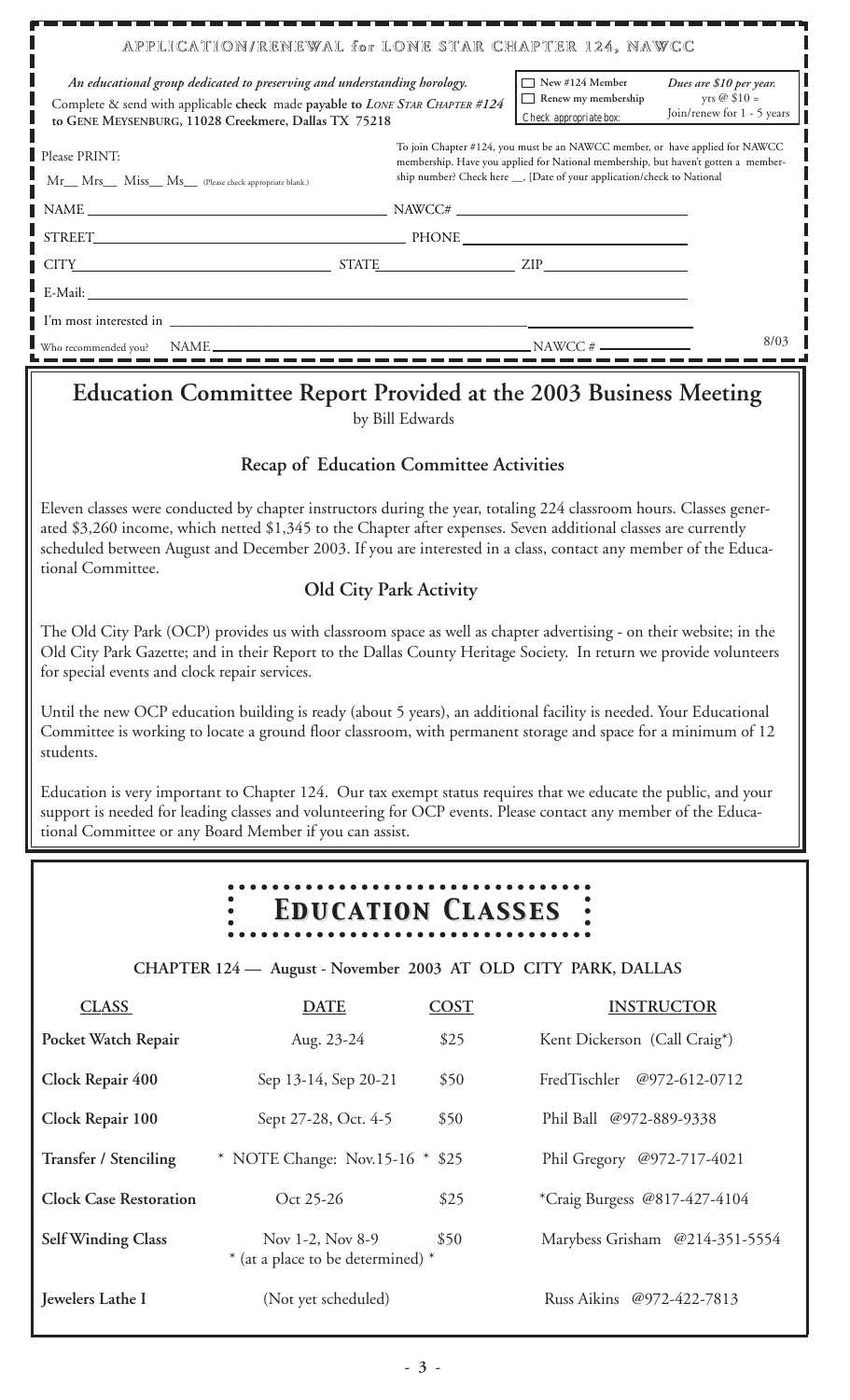## APPLICATION/RENEWAL for LONE STAR CHAPTER 124, NAWCC

*An educational group dedicated to preserving and understanding horology.*

Complete & send with applicable **check** made **payable to *Lone Star Chapter #124*** **to Gene Meysenburg, 11028 Creekmere, Dallas TX 75218**

☐ New #124 Member
☐ Renew my membership
Check appropriate box:

***Dues are $10 per year.***
yrs @ $10 =
Join/renew for 1 - 5 years

Please PRINT:

Mr__ Mrs__ Miss__ Ms__ (Please check appropriate blank.)

To join Chapter #124, you must be an NAWCC member, or have applied for NAWCC membership. Have you applied for National membership, but haven't gotten a membership number? Check here __, [Date of your application/check to National

NAME ____________________ NAWCC# ____________________

STREET____________________ PHONE____________________

CITY____________________ STATE__________ ZIP__________

E-Mail: ____________________

I'm most interested in ____________________

Who recommended you? NAME____________________ NAWCC # ____________

8/03

# Education Committee Report Provided at the 2003 Business Meeting

by Bill Edwards

### Recap of Education Committee Activities

Eleven classes were conducted by chapter instructors during the year, totaling 224 classroom hours. Classes generated $3,260 income, which netted $1,345 to the Chapter after expenses. Seven additional classes are currently scheduled between August and December 2003. If you are interested in a class, contact any member of the Educational Committee.

### Old City Park Activity

The Old City Park (OCP) provides us with classroom space as well as chapter advertising - on their website; in the Old City Park Gazette; and in their Report to the Dallas County Heritage Society. In return we provide volunteers for special events and clock repair services.

Until the new OCP education building is ready (about 5 years), an additional facility is needed. Your Educational Committee is working to locate a ground floor classroom, with permanent storage and space for a minimum of 12 students.

Education is very important to Chapter 124. Our tax exempt status requires that we educate the public, and your support is needed for leading classes and volunteering for OCP events. Please contact any member of the Educational Committee or any Board Member if you can assist.

# *Education Classes*

**CHAPTER 124 — August - November 2003 AT OLD CITY PARK, DALLAS**

| CLASS | DATE | COST | INSTRUCTOR |
|---|---|---|---|
| **Pocket Watch Repair** | Aug. 23-24 | $25 | Kent Dickerson (Call Craig*) |
| **Clock Repair 400** | Sep 13-14, Sep 20-21 | $50 | FredTischler @972-612-0712 |
| **Clock Repair 100** | Sept 27-28, Oct. 4-5 | $50 | Phil Ball @972-889-9338 |
| **Transfer / Stenciling** | * NOTE Change: Nov.15-16 * | $25 | Phil Gregory @972-717-4021 |
| **Clock Case Restoration** | Oct 25-26 | $25 | *Craig Burgess @817-427-4104 |
| **Self Winding Class** | Nov 1-2, Nov 8-9 * (at a place to be determined) * | $50 | Marybess Grisham @214-351-5554 |
| **Jewelers Lathe I** | (Not yet scheduled) | | Russ Aikins @972-422-7813 |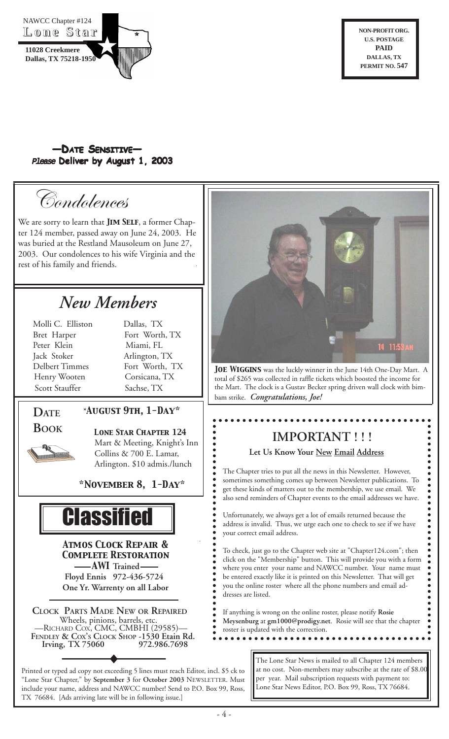NAWCC Chapter #124

Lone Star

11028 Creekmere
Dallas, TX 75218-1950

NON-PROFIT ORG.
U.S. POSTAGE
PAID
DALLAS, TX
PERMIT NO. 547

**—DATE SENSITIVE—**
***Please* Deliver by August 1, 2003**

# Condolences

We are sorry to learn that **JIM SELF**, a former Chapter 124 member, passed away on June 24, 2003. He was buried at the Restland Mausoleum on June 27, 2003. Our condolences to his wife Virginia and the rest of his family and friends.

# *New Members*

| | |
|---|---|
| Molli C. Elliston | Dallas, TX |
| Bret Harper | Fort Worth, TX |
| Peter Klein | Miami, FL |
| Jack Stoker | Arlington, TX |
| Delbert Timmes | Fort Worth, TX |
| Henry Wooten | Corsicana, TX |
| Scott Stauffer | Sachse, TX |

***JOE WIGGINS*** was the luckly winner in the June 14th One-Day Mart. A total of $265 was collected in raffle tickets which boosted the income for the Mart. The clock is a Gustav Becker spring driven wall clock with bim-bam strike. ***Congratulations, Joe!***

## DATE BOOK

***\*AUGUST 9TH, 1-DAY\****

***LONE STAR CHAPTER 124***
Mart & Meeting, Knight's Inn
Collins & 700 E. Lamar,
Arlington. $10 admis./lunch

***\*NOVEMBER 8, 1-DAY\****

## IMPORTANT ! ! !

**Let Us Know Your New Email Address**

The Chapter tries to put all the news in this Newsletter. However, sometimes something comes up between Newsletter publications. To get these kinds of matters out to the membership, we use email. We also send reminders of Chapter events to the email addresses we have.

Unfortunately, we always get a lot of emails returned because the address is invalid. Thus, we urge each one to check to see if we have your correct email address.

To check, just go to the Chapter web site at "Chapter124.com"; then click on the "Membership" button. This will provide you with a form where you enter your name and NAWCC number. Your name must be entered exactly like it is printed on this Newsletter. That will get you the online roster where all the phone numbers and email addresses are listed.

If anything is wrong on the online roster, please notify **Rosie Meysenburg** at **gm1000@prodigy.net**. Rosie will see that the chapter roster is updated with the correction.

# Classified

***ATMOS CLOCK REPAIR & COMPLETE RESTORATION***
**——AWI Trained——**
**Floyd Ennis 972-436-5724**
**One Yr. Warrenty on all Labor**

**CLOCK PARTS MADE NEW OR REPAIRED**
Wheels, pinions, barrels, etc.
—RICHARD COX, CMC, CMBHI (29585)—
**FENDLEY & COX'S CLOCK SHOP -1530 Etain Rd.**
**Irving, TX 75060 972.986.7698**

Printed or typed ad copy not exceeding 5 lines must reach Editor, incl. $5 ck to "Lone Star Chapter," by **September 3** for **October 2003** NEWSLETTER. Must include your name, address and NAWCC number! Send to P.O. Box 99, Ross, TX 76684. [Ads arriving late will be in following issue.]

The Lone Star News is mailed to all Chapter 124 members at no cost. Non-members may subscribe at the rate of $8.00 per year. Mail subscription requests with payment to: Lone Star News Editor, P.O. Box 99, Ross, TX 76684.